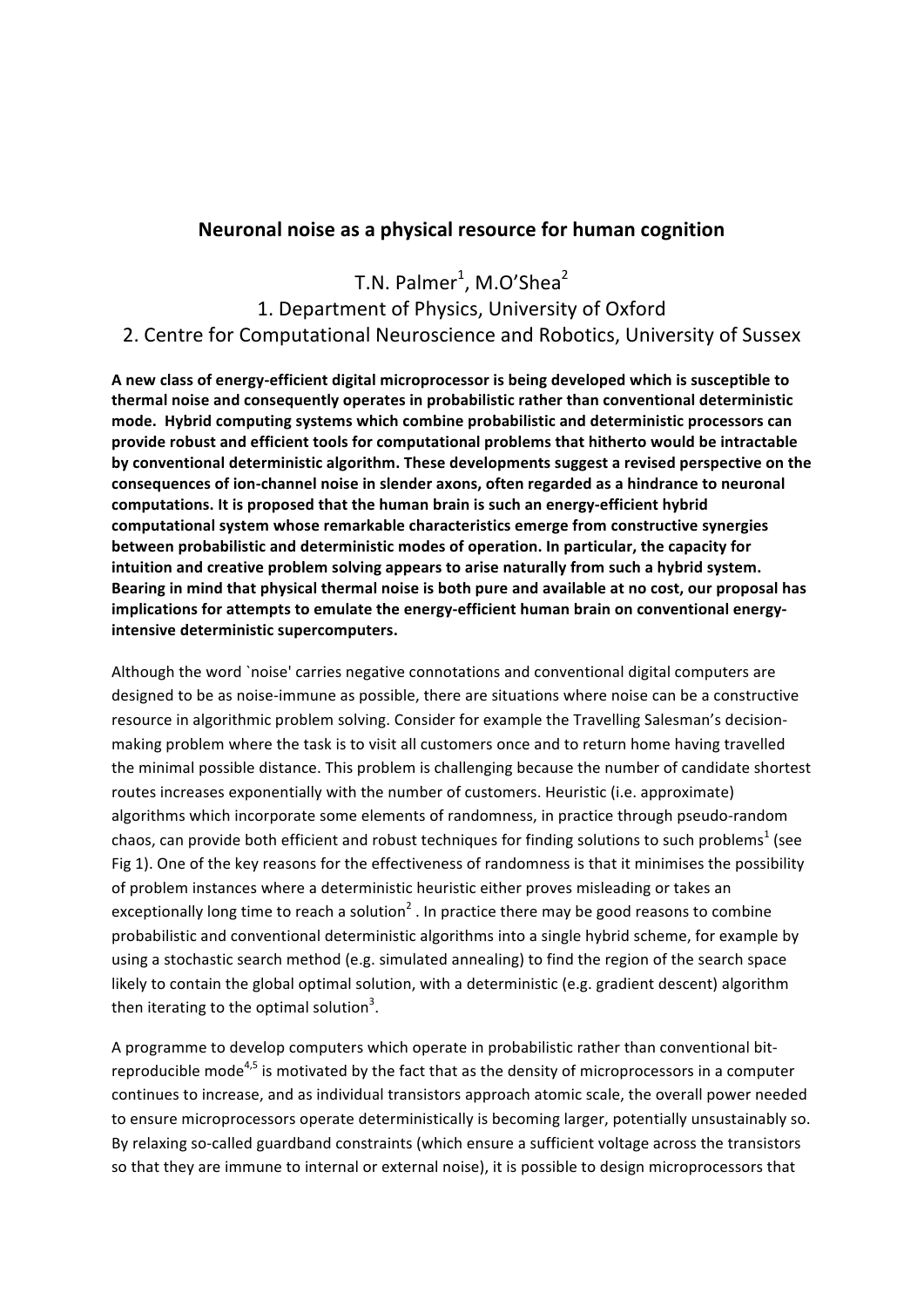# Neuronal noise as a physical resource for human cognition

T.N. Palmer[1], M.O'Shea[2]

1. Department of Physics, University of Oxford
2. Centre for Computational Neuroscience and Robotics, University of Sussex

**A new class of energy-efficient digital microprocessor is being developed which is susceptible to thermal noise and consequently operates in probabilistic rather than conventional deterministic mode. Hybrid computing systems which combine probabilistic and deterministic processors can provide robust and efficient tools for computational problems that hitherto would be intractable by conventional deterministic algorithm. These developments suggest a revised perspective on the consequences of ion-channel noise in slender axons, often regarded as a hindrance to neuronal computations. It is proposed that the human brain is such an energy-efficient hybrid computational system whose remarkable characteristics emerge from constructive synergies between probabilistic and deterministic modes of operation. In particular, the capacity for intuition and creative problem solving appears to arise naturally from such a hybrid system. Bearing in mind that physical thermal noise is both pure and available at no cost, our proposal has implications for attempts to emulate the energy-efficient human brain on conventional energy-intensive deterministic supercomputers.**

Although the word `noise' carries negative connotations and conventional digital computers are designed to be as noise-immune as possible, there are situations where noise can be a constructive resource in algorithmic problem solving. Consider for example the Travelling Salesman's decision-making problem where the task is to visit all customers once and to return home having travelled the minimal possible distance. This problem is challenging because the number of candidate shortest routes increases exponentially with the number of customers. Heuristic (i.e. approximate) algorithms which incorporate some elements of randomness, in practice through pseudo-random chaos, can provide both efficient and robust techniques for finding solutions to such problems[1] (see Fig 1). One of the key reasons for the effectiveness of randomness is that it minimises the possibility of problem instances where a deterministic heuristic either proves misleading or takes an exceptionally long time to reach a solution[2]. In practice there may be good reasons to combine probabilistic and conventional deterministic algorithms into a single hybrid scheme, for example by using a stochastic search method (e.g. simulated annealing) to find the region of the search space likely to contain the global optimal solution, with a deterministic (e.g. gradient descent) algorithm then iterating to the optimal solution[3].

A programme to develop computers which operate in probabilistic rather than conventional bit-reproducible mode[4,5] is motivated by the fact that as the density of microprocessors in a computer continues to increase, and as individual transistors approach atomic scale, the overall power needed to ensure microprocessors operate deterministically is becoming larger, potentially unsustainably so. By relaxing so-called guardband constraints (which ensure a sufficient voltage across the transistors so that they are immune to internal or external noise), it is possible to design microprocessors that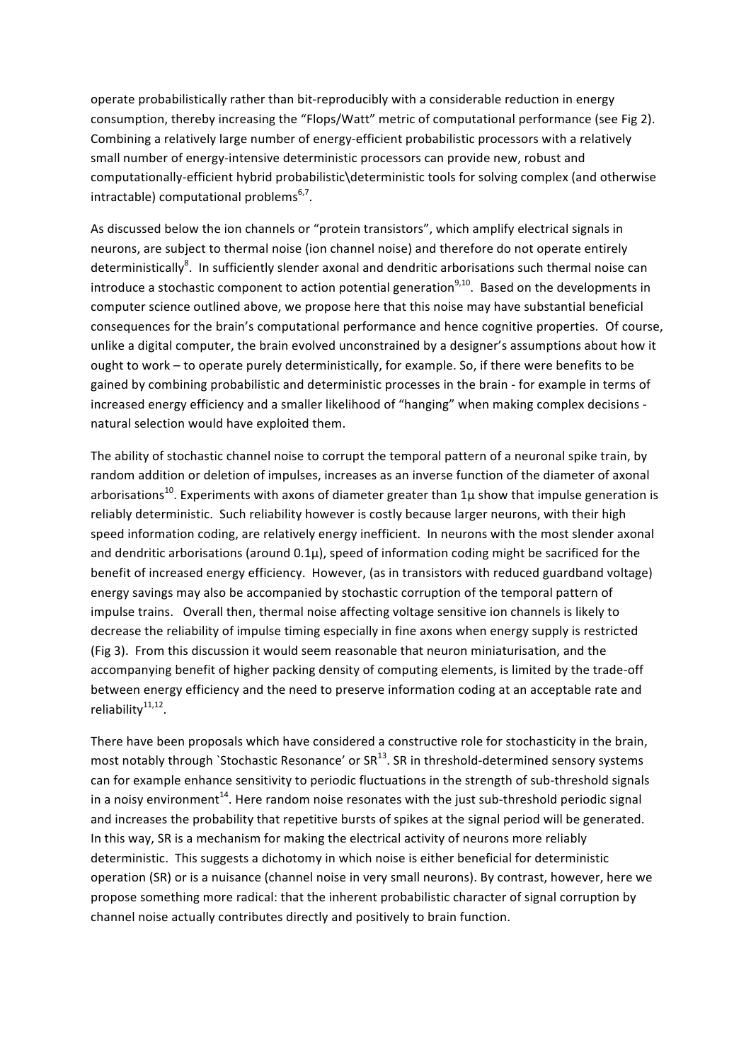operate probabilistically rather than bit-reproducibly with a considerable reduction in energy consumption, thereby increasing the "Flops/Watt" metric of computational performance (see Fig 2). Combining a relatively large number of energy-efficient probabilistic processors with a relatively small number of energy-intensive deterministic processors can provide new, robust and computationally-efficient hybrid probabilistic\deterministic tools for solving complex (and otherwise intractable) computational problems[6,7].

As discussed below the ion channels or "protein transistors", which amplify electrical signals in neurons, are subject to thermal noise (ion channel noise) and therefore do not operate entirely deterministically[8]. In sufficiently slender axonal and dendritic arborisations such thermal noise can introduce a stochastic component to action potential generation[9,10]. Based on the developments in computer science outlined above, we propose here that this noise may have substantial beneficial consequences for the brain's computational performance and hence cognitive properties. Of course, unlike a digital computer, the brain evolved unconstrained by a designer's assumptions about how it ought to work – to operate purely deterministically, for example. So, if there were benefits to be gained by combining probabilistic and deterministic processes in the brain - for example in terms of increased energy efficiency and a smaller likelihood of "hanging" when making complex decisions - natural selection would have exploited them.

The ability of stochastic channel noise to corrupt the temporal pattern of a neuronal spike train, by random addition or deletion of impulses, increases as an inverse function of the diameter of axonal arborisations[10]. Experiments with axons of diameter greater than 1µ show that impulse generation is reliably deterministic. Such reliability however is costly because larger neurons, with their high speed information coding, are relatively energy inefficient. In neurons with the most slender axonal and dendritic arborisations (around 0.1µ), speed of information coding might be sacrificed for the benefit of increased energy efficiency. However, (as in transistors with reduced guardband voltage) energy savings may also be accompanied by stochastic corruption of the temporal pattern of impulse trains. Overall then, thermal noise affecting voltage sensitive ion channels is likely to decrease the reliability of impulse timing especially in fine axons when energy supply is restricted (Fig 3). From this discussion it would seem reasonable that neuron miniaturisation, and the accompanying benefit of higher packing density of computing elements, is limited by the trade-off between energy efficiency and the need to preserve information coding at an acceptable rate and reliability[11,12].

There have been proposals which have considered a constructive role for stochasticity in the brain, most notably through `Stochastic Resonance' or SR[13]. SR in threshold-determined sensory systems can for example enhance sensitivity to periodic fluctuations in the strength of sub-threshold signals in a noisy environment[14]. Here random noise resonates with the just sub-threshold periodic signal and increases the probability that repetitive bursts of spikes at the signal period will be generated. In this way, SR is a mechanism for making the electrical activity of neurons more reliably deterministic. This suggests a dichotomy in which noise is either beneficial for deterministic operation (SR) or is a nuisance (channel noise in very small neurons). By contrast, however, here we propose something more radical: that the inherent probabilistic character of signal corruption by channel noise actually contributes directly and positively to brain function.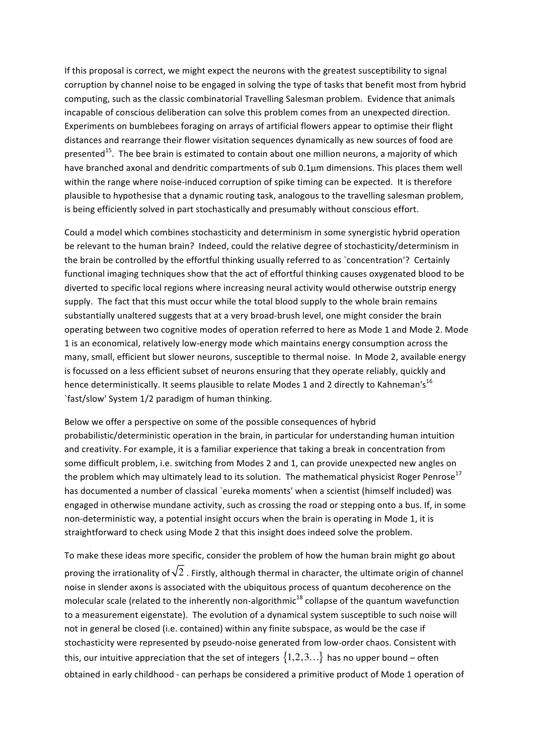If this proposal is correct, we might expect the neurons with the greatest susceptibility to signal corruption by channel noise to be engaged in solving the type of tasks that benefit most from hybrid computing, such as the classic combinatorial Travelling Salesman problem. Evidence that animals incapable of conscious deliberation can solve this problem comes from an unexpected direction. Experiments on bumblebees foraging on arrays of artificial flowers appear to optimise their flight distances and rearrange their flower visitation sequences dynamically as new sources of food are presented[15]. The bee brain is estimated to contain about one million neurons, a majority of which have branched axonal and dendritic compartments of sub 0.1μm dimensions. This places them well within the range where noise-induced corruption of spike timing can be expected. It is therefore plausible to hypothesise that a dynamic routing task, analogous to the travelling salesman problem, is being efficiently solved in part stochastically and presumably without conscious effort.

Could a model which combines stochasticity and determinism in some synergistic hybrid operation be relevant to the human brain? Indeed, could the relative degree of stochasticity/determinism in the brain be controlled by the effortful thinking usually referred to as `concentration'? Certainly functional imaging techniques show that the act of effortful thinking causes oxygenated blood to be diverted to specific local regions where increasing neural activity would otherwise outstrip energy supply. The fact that this must occur while the total blood supply to the whole brain remains substantially unaltered suggests that at a very broad-brush level, one might consider the brain operating between two cognitive modes of operation referred to here as Mode 1 and Mode 2. Mode 1 is an economical, relatively low-energy mode which maintains energy consumption across the many, small, efficient but slower neurons, susceptible to thermal noise. In Mode 2, available energy is focussed on a less efficient subset of neurons ensuring that they operate reliably, quickly and hence deterministically. It seems plausible to relate Modes 1 and 2 directly to Kahneman's[16] `fast/slow' System 1/2 paradigm of human thinking.

Below we offer a perspective on some of the possible consequences of hybrid probabilistic/deterministic operation in the brain, in particular for understanding human intuition and creativity. For example, it is a familiar experience that taking a break in concentration from some difficult problem, i.e. switching from Modes 2 and 1, can provide unexpected new angles on the problem which may ultimately lead to its solution. The mathematical physicist Roger Penrose[17] has documented a number of classical `eureka moments' when a scientist (himself included) was engaged in otherwise mundane activity, such as crossing the road or stepping onto a bus. If, in some non-deterministic way, a potential insight occurs when the brain is operating in Mode 1, it is straightforward to check using Mode 2 that this insight does indeed solve the problem.

To make these ideas more specific, consider the problem of how the human brain might go about proving the irrationality of $\sqrt{2}$. Firstly, although thermal in character, the ultimate origin of channel noise in slender axons is associated with the ubiquitous process of quantum decoherence on the molecular scale (related to the inherently non-algorithmic[18] collapse of the quantum wavefunction to a measurement eigenstate). The evolution of a dynamical system susceptible to such noise will not in general be closed (i.e. contained) within any finite subspace, as would be the case if stochasticity were represented by pseudo-noise generated from low-order chaos. Consistent with this, our intuitive appreciation that the set of integers $\{1,2,3\ldots\}$ has no upper bound – often obtained in early childhood - can perhaps be considered a primitive product of Mode 1 operation of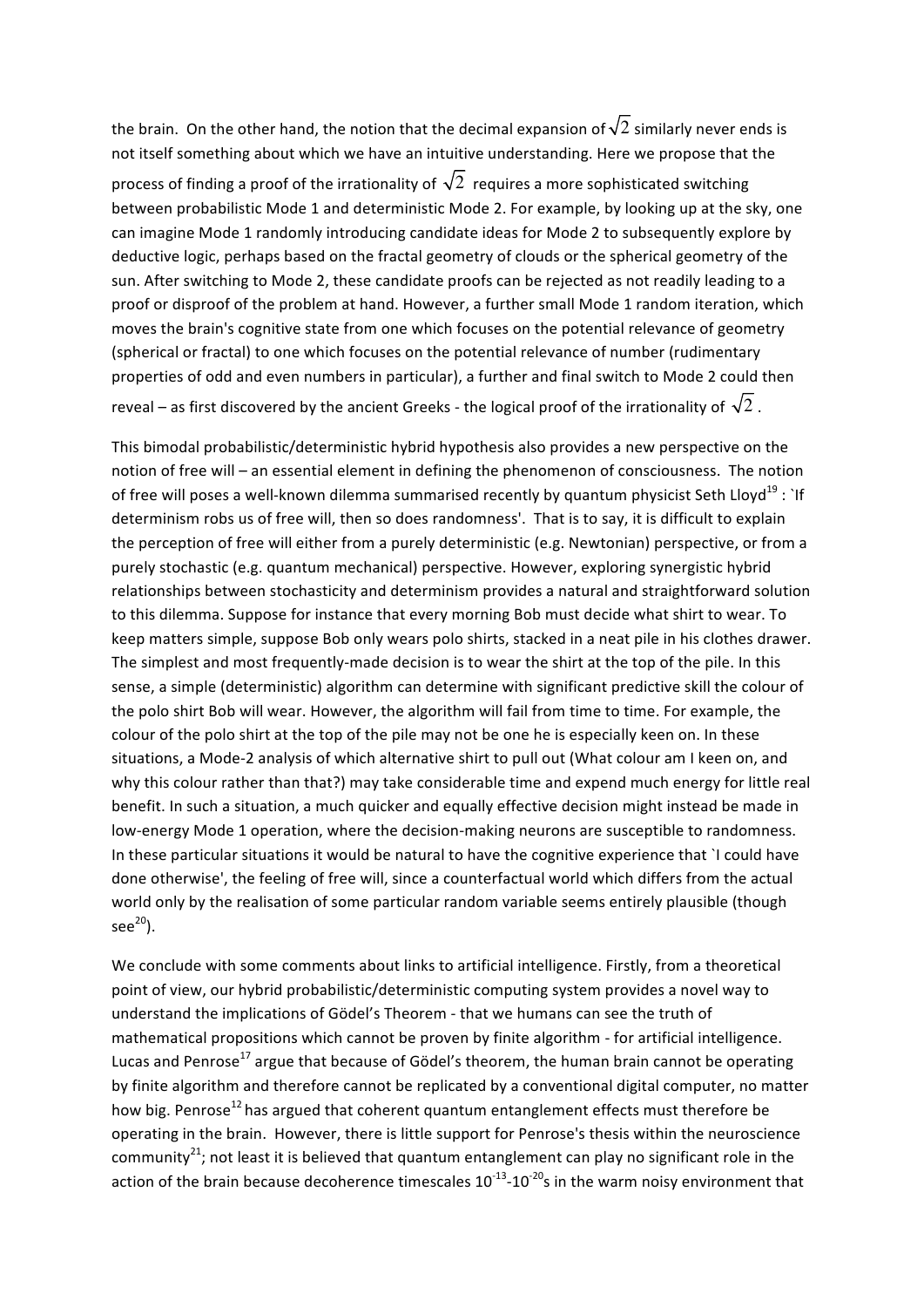the brain. On the other hand, the notion that the decimal expansion of $\sqrt{2}$ similarly never ends is not itself something about which we have an intuitive understanding. Here we propose that the process of finding a proof of the irrationality of $\sqrt{2}$ requires a more sophisticated switching between probabilistic Mode 1 and deterministic Mode 2. For example, by looking up at the sky, one can imagine Mode 1 randomly introducing candidate ideas for Mode 2 to subsequently explore by deductive logic, perhaps based on the fractal geometry of clouds or the spherical geometry of the sun. After switching to Mode 2, these candidate proofs can be rejected as not readily leading to a proof or disproof of the problem at hand. However, a further small Mode 1 random iteration, which moves the brain's cognitive state from one which focuses on the potential relevance of geometry (spherical or fractal) to one which focuses on the potential relevance of number (rudimentary properties of odd and even numbers in particular), a further and final switch to Mode 2 could then reveal – as first discovered by the ancient Greeks - the logical proof of the irrationality of $\sqrt{2}$.

This bimodal probabilistic/deterministic hybrid hypothesis also provides a new perspective on the notion of free will – an essential element in defining the phenomenon of consciousness. The notion of free will poses a well-known dilemma summarised recently by quantum physicist Seth Lloyd[19] : `If determinism robs us of free will, then so does randomness'. That is to say, it is difficult to explain the perception of free will either from a purely deterministic (e.g. Newtonian) perspective, or from a purely stochastic (e.g. quantum mechanical) perspective. However, exploring synergistic hybrid relationships between stochasticity and determinism provides a natural and straightforward solution to this dilemma. Suppose for instance that every morning Bob must decide what shirt to wear. To keep matters simple, suppose Bob only wears polo shirts, stacked in a neat pile in his clothes drawer. The simplest and most frequently-made decision is to wear the shirt at the top of the pile. In this sense, a simple (deterministic) algorithm can determine with significant predictive skill the colour of the polo shirt Bob will wear. However, the algorithm will fail from time to time. For example, the colour of the polo shirt at the top of the pile may not be one he is especially keen on. In these situations, a Mode-2 analysis of which alternative shirt to pull out (What colour am I keen on, and why this colour rather than that?) may take considerable time and expend much energy for little real benefit. In such a situation, a much quicker and equally effective decision might instead be made in low-energy Mode 1 operation, where the decision-making neurons are susceptible to randomness. In these particular situations it would be natural to have the cognitive experience that `I could have done otherwise', the feeling of free will, since a counterfactual world which differs from the actual world only by the realisation of some particular random variable seems entirely plausible (though see[20]).

We conclude with some comments about links to artificial intelligence. Firstly, from a theoretical point of view, our hybrid probabilistic/deterministic computing system provides a novel way to understand the implications of Gödel's Theorem - that we humans can see the truth of mathematical propositions which cannot be proven by finite algorithm - for artificial intelligence. Lucas and Penrose[17] argue that because of Gödel's theorem, the human brain cannot be operating by finite algorithm and therefore cannot be replicated by a conventional digital computer, no matter how big. Penrose[12] has argued that coherent quantum entanglement effects must therefore be operating in the brain. However, there is little support for Penrose's thesis within the neuroscience community[21]; not least it is believed that quantum entanglement can play no significant role in the action of the brain because decoherence timescales $10^{-13}$-$10^{-20}$s in the warm noisy environment that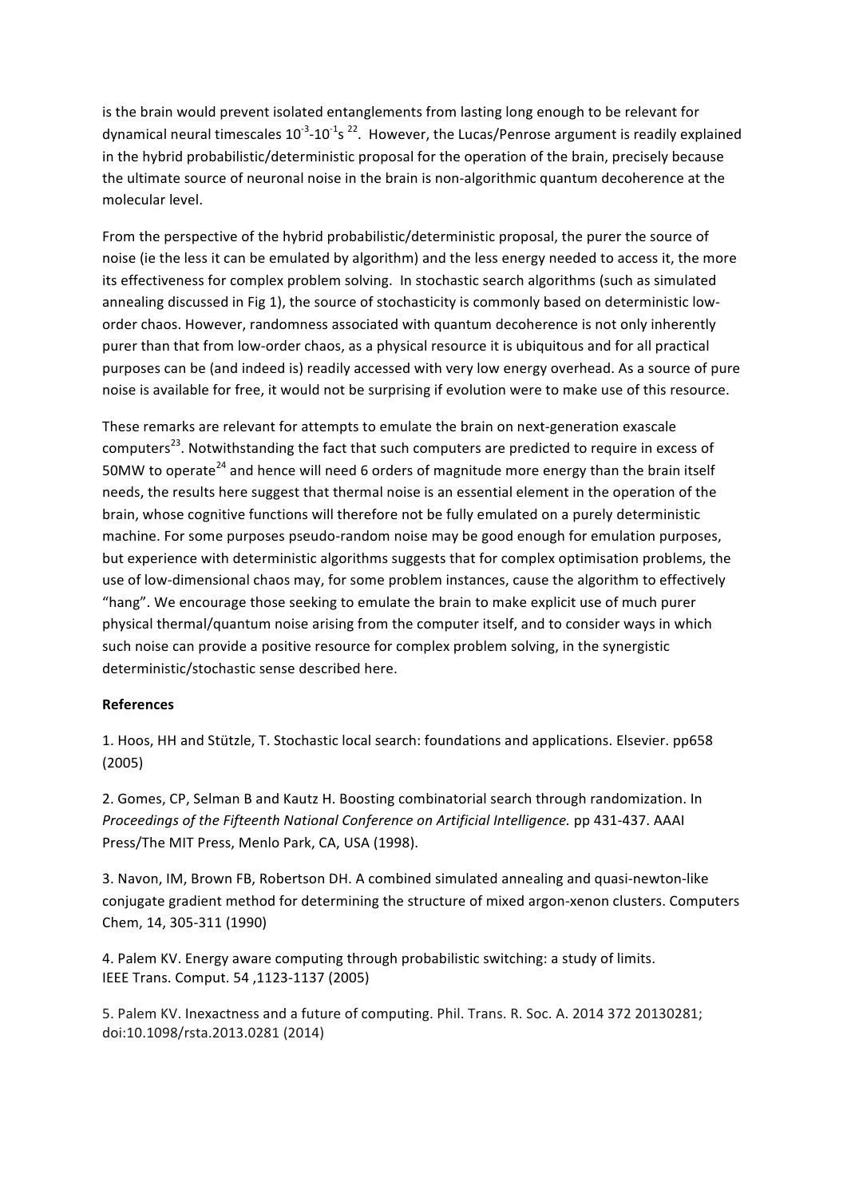is the brain would prevent isolated entanglements from lasting long enough to be relevant for dynamical neural timescales $10^{-3}$-$10^{-1}$s [22]. However, the Lucas/Penrose argument is readily explained in the hybrid probabilistic/deterministic proposal for the operation of the brain, precisely because the ultimate source of neuronal noise in the brain is non-algorithmic quantum decoherence at the molecular level.

From the perspective of the hybrid probabilistic/deterministic proposal, the purer the source of noise (ie the less it can be emulated by algorithm) and the less energy needed to access it, the more its effectiveness for complex problem solving. In stochastic search algorithms (such as simulated annealing discussed in Fig 1), the source of stochasticity is commonly based on deterministic low-order chaos. However, randomness associated with quantum decoherence is not only inherently purer than that from low-order chaos, as a physical resource it is ubiquitous and for all practical purposes can be (and indeed is) readily accessed with very low energy overhead. As a source of pure noise is available for free, it would not be surprising if evolution were to make use of this resource.

These remarks are relevant for attempts to emulate the brain on next-generation exascale computers[23]. Notwithstanding the fact that such computers are predicted to require in excess of 50MW to operate[24] and hence will need 6 orders of magnitude more energy than the brain itself needs, the results here suggest that thermal noise is an essential element in the operation of the brain, whose cognitive functions will therefore not be fully emulated on a purely deterministic machine. For some purposes pseudo-random noise may be good enough for emulation purposes, but experience with deterministic algorithms suggests that for complex optimisation problems, the use of low-dimensional chaos may, for some problem instances, cause the algorithm to effectively "hang". We encourage those seeking to emulate the brain to make explicit use of much purer physical thermal/quantum noise arising from the computer itself, and to consider ways in which such noise can provide a positive resource for complex problem solving, in the synergistic deterministic/stochastic sense described here.

**References**

1. Hoos, HH and Stützle, T. Stochastic local search: foundations and applications. Elsevier. pp658 (2005)

2. Gomes, CP, Selman B and Kautz H. Boosting combinatorial search through randomization. In *Proceedings of the Fifteenth National Conference on Artificial Intelligence.* pp 431-437. AAAI Press/The MIT Press, Menlo Park, CA, USA (1998).

3. Navon, IM, Brown FB, Robertson DH. A combined simulated annealing and quasi-newton-like conjugate gradient method for determining the structure of mixed argon-xenon clusters. Computers Chem, 14, 305-311 (1990)

4. Palem KV. Energy aware computing through probabilistic switching: a study of limits. IEEE Trans. Comput. 54 ,1123-1137 (2005)

5. Palem KV. Inexactness and a future of computing. Phil. Trans. R. Soc. A. 2014 372 20130281; doi:10.1098/rsta.2013.0281 (2014)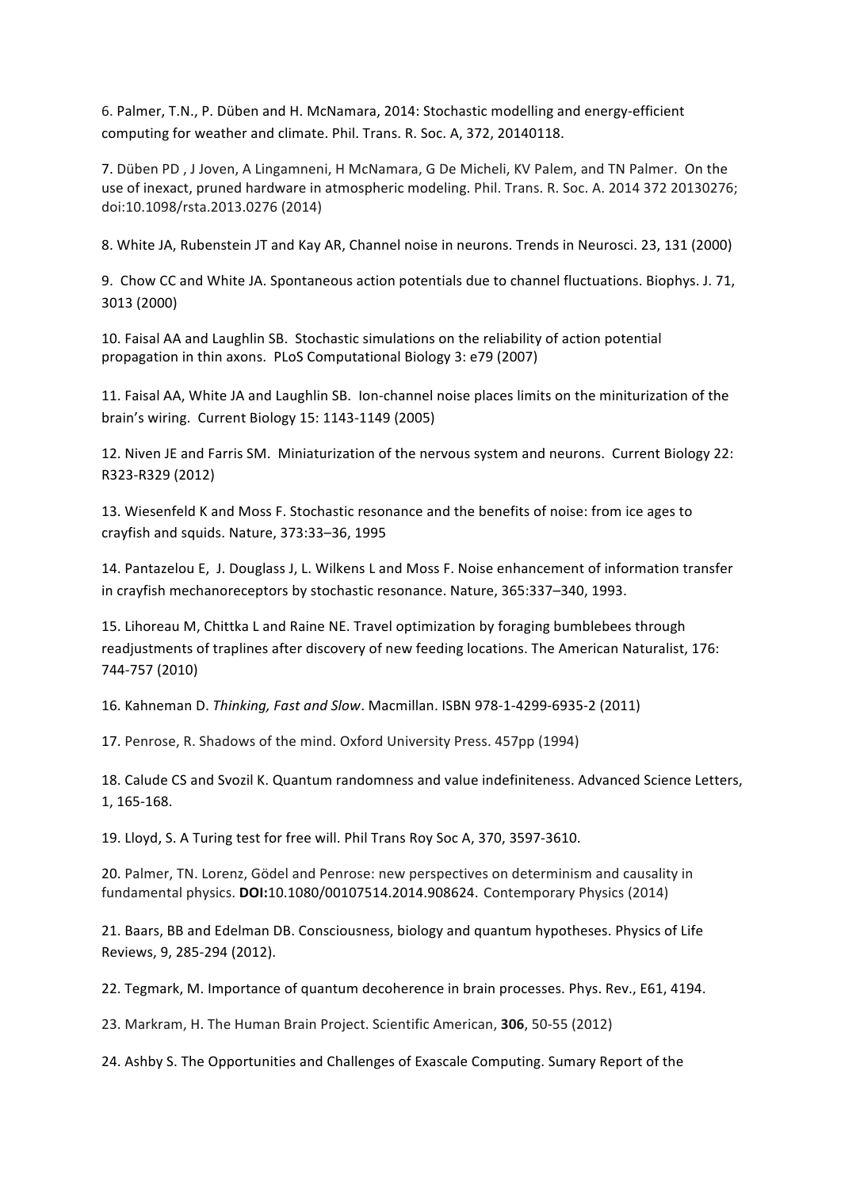6. Palmer, T.N., P. Düben and H. McNamara, 2014: Stochastic modelling and energy-efficient computing for weather and climate. Phil. Trans. R. Soc. A, 372, 20140118.

7. Düben PD , J Joven, A Lingamneni, H McNamara, G De Micheli, KV Palem, and TN Palmer. On the use of inexact, pruned hardware in atmospheric modeling. Phil. Trans. R. Soc. A. 2014 372 20130276; doi:10.1098/rsta.2013.0276 (2014)

8. White JA, Rubenstein JT and Kay AR, Channel noise in neurons. Trends in Neurosci. 23, 131 (2000)

9. Chow CC and White JA. Spontaneous action potentials due to channel fluctuations. Biophys. J. 71, 3013 (2000)

10. Faisal AA and Laughlin SB. Stochastic simulations on the reliability of action potential propagation in thin axons. PLoS Computational Biology 3: e79 (2007)

11. Faisal AA, White JA and Laughlin SB. Ion-channel noise places limits on the miniturization of the brain's wiring. Current Biology 15: 1143-1149 (2005)

12. Niven JE and Farris SM. Miniaturization of the nervous system and neurons. Current Biology 22: R323-R329 (2012)

13. Wiesenfeld K and Moss F. Stochastic resonance and the benefits of noise: from ice ages to crayfish and squids. Nature, 373:33–36, 1995

14. Pantazelou E, J. Douglass J, L. Wilkens L and Moss F. Noise enhancement of information transfer in crayfish mechanoreceptors by stochastic resonance. Nature, 365:337–340, 1993.

15. Lihoreau M, Chittka L and Raine NE. Travel optimization by foraging bumblebees through readjustments of traplines after discovery of new feeding locations. The American Naturalist, 176: 744-757 (2010)

16. Kahneman D. *Thinking, Fast and Slow*. Macmillan. ISBN 978-1-4299-6935-2 (2011)

17. Penrose, R. Shadows of the mind. Oxford University Press. 457pp (1994)

18. Calude CS and Svozil K. Quantum randomness and value indefiniteness. Advanced Science Letters, 1, 165-168.

19. Lloyd, S. A Turing test for free will. Phil Trans Roy Soc A, 370, 3597-3610.

20. Palmer, TN. Lorenz, Gödel and Penrose: new perspectives on determinism and causality in fundamental physics. **DOI:**10.1080/00107514.2014.908624. Contemporary Physics (2014)

21. Baars, BB and Edelman DB. Consciousness, biology and quantum hypotheses. Physics of Life Reviews, 9, 285-294 (2012).

22. Tegmark, M. Importance of quantum decoherence in brain processes. Phys. Rev., E61, 4194.

23. Markram, H. The Human Brain Project. Scientific American, **306**, 50-55 (2012)

24. Ashby S. The Opportunities and Challenges of Exascale Computing. Sumary Report of the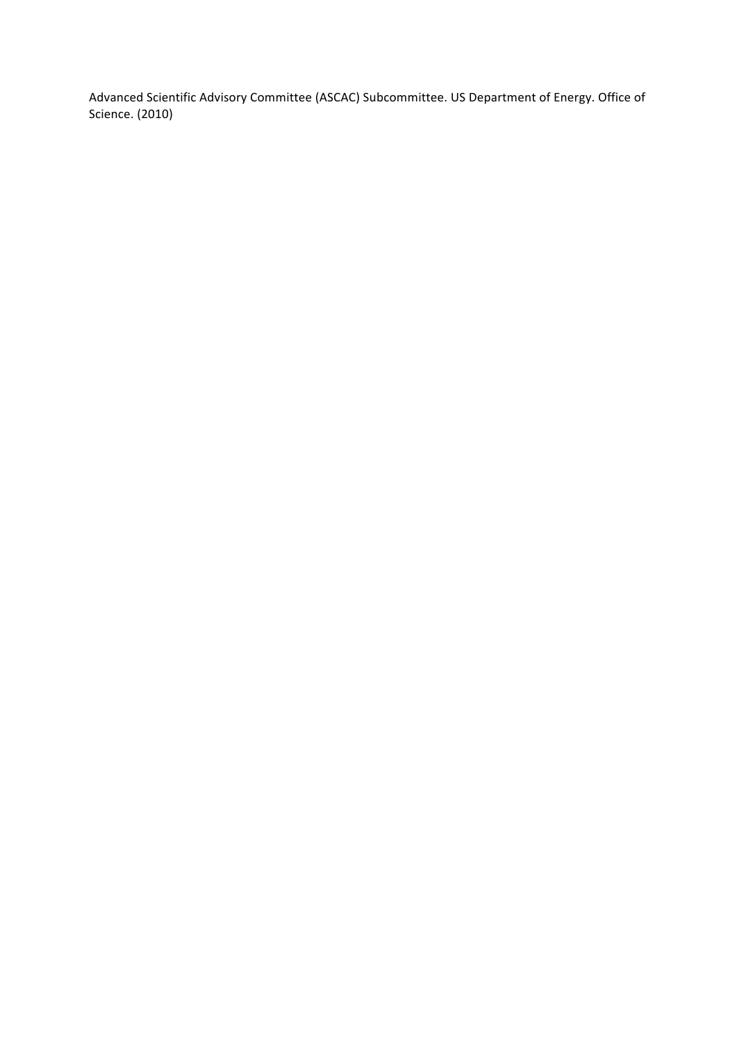Advanced Scientific Advisory Committee (ASCAC) Subcommittee. US Department of Energy. Office of Science. (2010)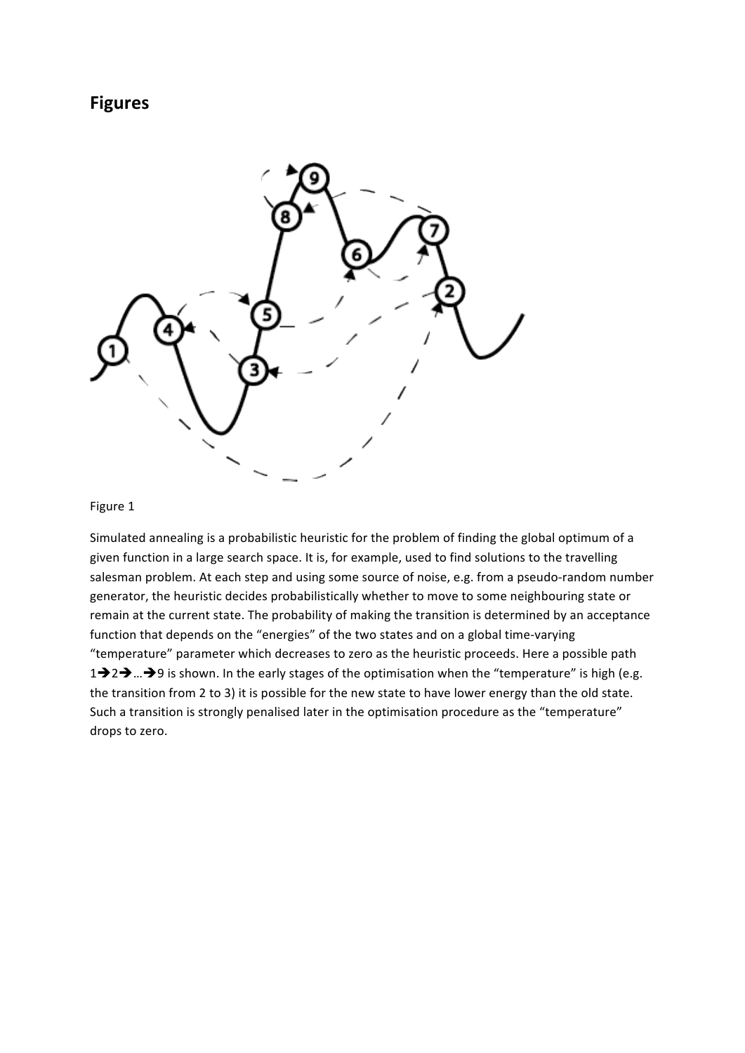## Figures

Figure 1

Simulated annealing is a probabilistic heuristic for the problem of finding the global optimum of a given function in a large search space. It is, for example, used to find solutions to the travelling salesman problem. At each step and using some source of noise, e.g. from a pseudo-random number generator, the heuristic decides probabilistically whether to move to some neighbouring state or remain at the current state. The probability of making the transition is determined by an acceptance function that depends on the "energies" of the two states and on a global time-varying "temperature" parameter which decreases to zero as the heuristic proceeds. Here a possible path 1➔2➔…➔9 is shown. In the early stages of the optimisation when the "temperature" is high (e.g. the transition from 2 to 3) it is possible for the new state to have lower energy than the old state. Such a transition is strongly penalised later in the optimisation procedure as the "temperature" drops to zero.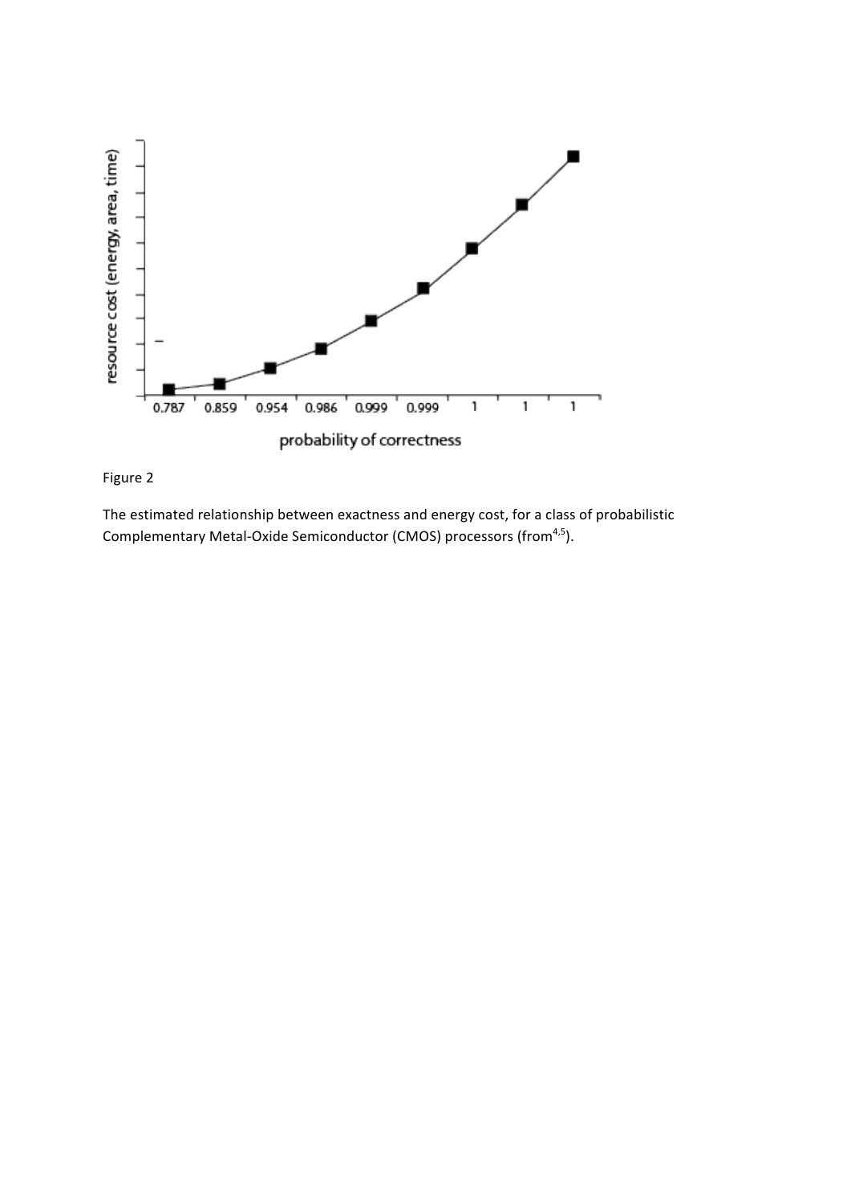Figure 2

The estimated relationship between exactness and energy cost, for a class of probabilistic Complementary Metal-Oxide Semiconductor (CMOS) processors (from[4,5]).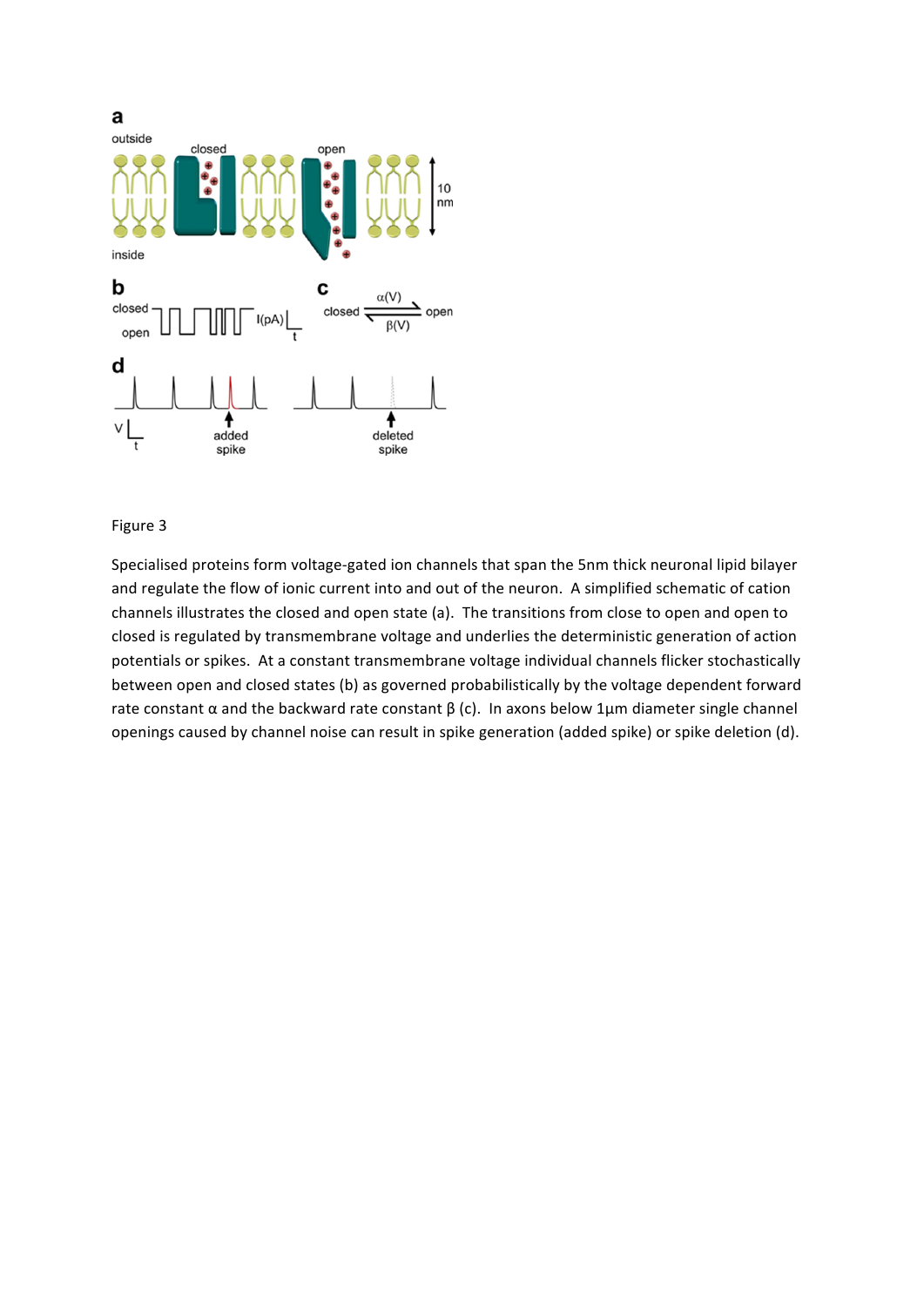a

outside

closed

open

10 nm

inside

b

closed

open

I(pA)

t

c

closed

α(V)

β(V)

open

d

V

t

added spike

deleted spike

Figure 3

Specialised proteins form voltage-gated ion channels that span the 5nm thick neuronal lipid bilayer and regulate the flow of ionic current into and out of the neuron. A simplified schematic of cation channels illustrates the closed and open state (a). The transitions from close to open and open to closed is regulated by transmembrane voltage and underlies the deterministic generation of action potentials or spikes. At a constant transmembrane voltage individual channels flicker stochastically between open and closed states (b) as governed probabilistically by the voltage dependent forward rate constant $\alpha$ and the backward rate constant $\beta$ (c). In axons below 1µm diameter single channel openings caused by channel noise can result in spike generation (added spike) or spike deletion (d).